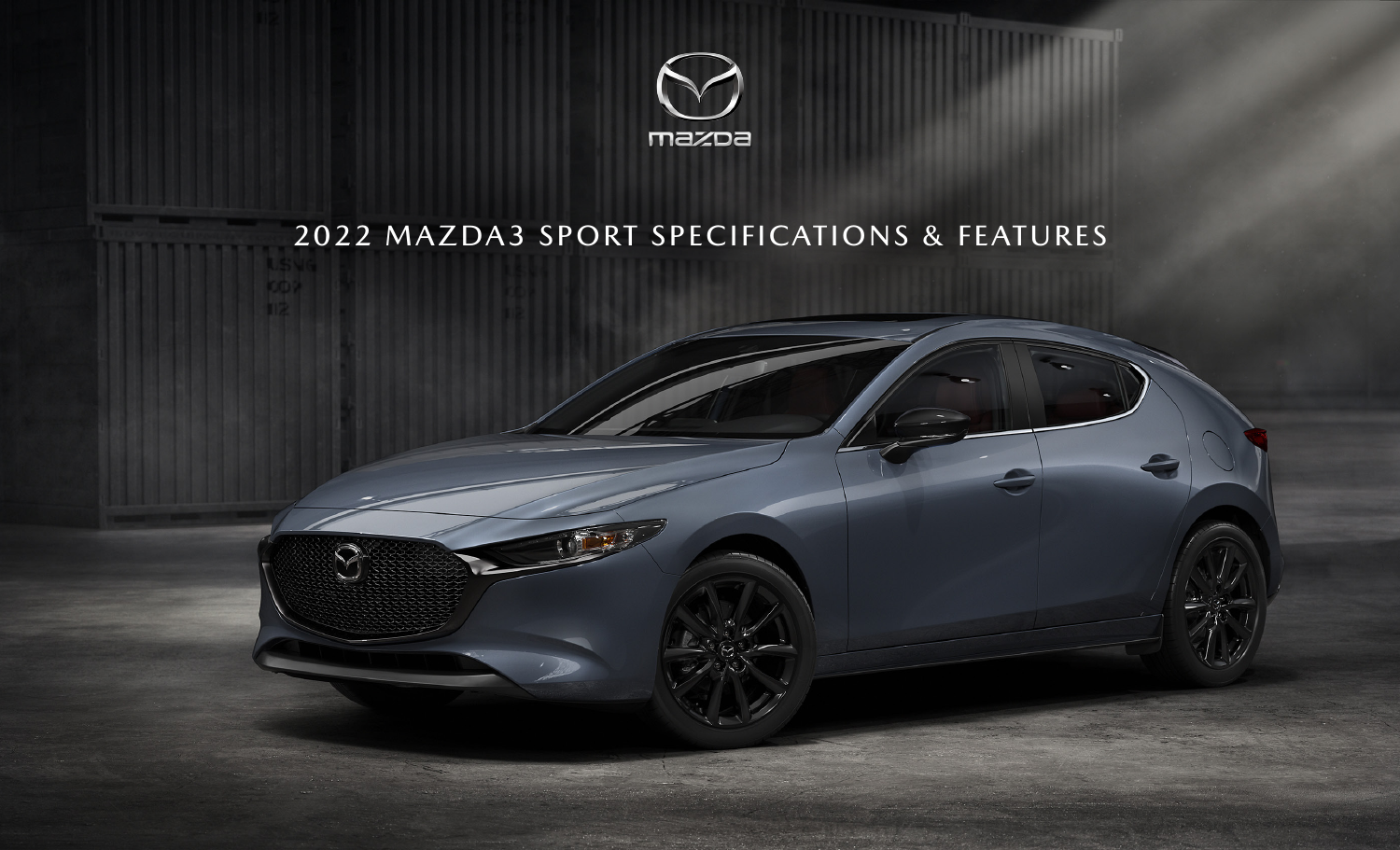mazda

# 2022 MAZDA3 SPORT SPECIFICATIONS & FEATURES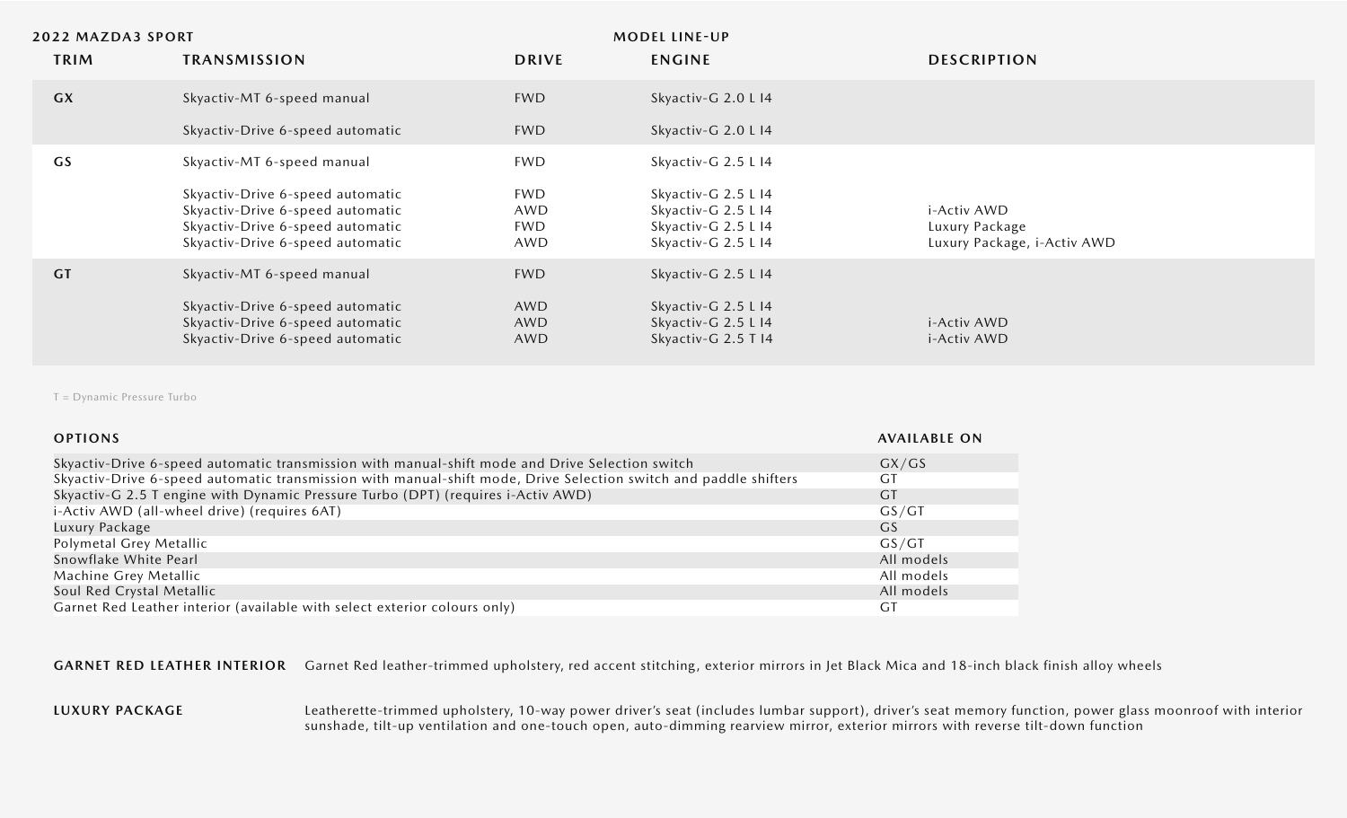**2022 MAZDA3 SPORT**

## MODEL LINE-UP

| TRIM | TRANSMISSION | DRIVE | ENGINE | DESCRIPTION |
|---|---|---|---|---|
| GX | Skyactiv-MT 6-speed manual | FWD | Skyactiv-G 2.0 L I4 | |
| | Skyactiv-Drive 6-speed automatic | FWD | Skyactiv-G 2.0 L I4 | |
| GS | Skyactiv-MT 6-speed manual | FWD | Skyactiv-G 2.5 L I4 | |
| | Skyactiv-Drive 6-speed automatic | FWD | Skyactiv-G 2.5 L I4 | |
| | Skyactiv-Drive 6-speed automatic | AWD | Skyactiv-G 2.5 L I4 | i-Activ AWD |
| | Skyactiv-Drive 6-speed automatic | FWD | Skyactiv-G 2.5 L I4 | Luxury Package |
| | Skyactiv-Drive 6-speed automatic | AWD | Skyactiv-G 2.5 L I4 | Luxury Package, i-Activ AWD |
| GT | Skyactiv-MT 6-speed manual | FWD | Skyactiv-G 2.5 L I4 | |
| | Skyactiv-Drive 6-speed automatic | AWD | Skyactiv-G 2.5 L I4 | |
| | Skyactiv-Drive 6-speed automatic | AWD | Skyactiv-G 2.5 L I4 | i-Activ AWD |
| | Skyactiv-Drive 6-speed automatic | AWD | Skyactiv-G 2.5 T I4 | i-Activ AWD |

T = Dynamic Pressure Turbo

| OPTIONS | AVAILABLE ON |
|---|---|
| Skyactiv-Drive 6-speed automatic transmission with manual-shift mode and Drive Selection switch | GX/GS |
| Skyactiv-Drive 6-speed automatic transmission with manual-shift mode, Drive Selection switch and paddle shifters | GT |
| Skyactiv-G 2.5 T engine with Dynamic Pressure Turbo (DPT) (requires i-Activ AWD) | GT |
| i-Activ AWD (all-wheel drive) (requires 6AT) | GS/GT |
| Luxury Package | GS |
| Polymetal Grey Metallic | GS/GT |
| Snowflake White Pearl | All models |
| Machine Grey Metallic | All models |
| Soul Red Crystal Metallic | All models |
| Garnet Red Leather interior (available with select exterior colours only) | GT |

**GARNET RED LEATHER INTERIOR** Garnet Red leather-trimmed upholstery, red accent stitching, exterior mirrors in Jet Black Mica and 18-inch black finish alloy wheels

**LUXURY PACKAGE** Leatherette-trimmed upholstery, 10-way power driver's seat (includes lumbar support), driver's seat memory function, power glass moonroof with interior sunshade, tilt-up ventilation and one-touch open, auto-dimming rearview mirror, exterior mirrors with reverse tilt-down function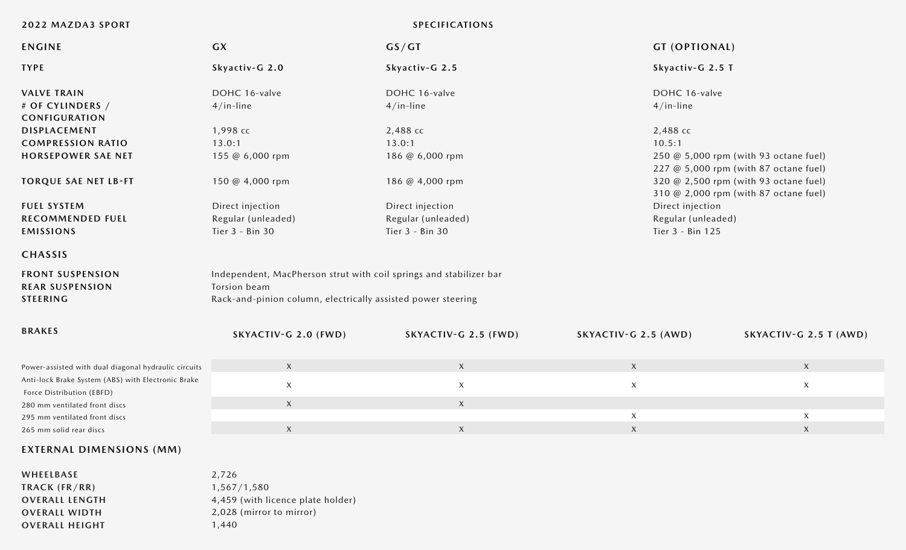## 2022 MAZDA3 SPORT

## SPECIFICATIONS

### ENGINE

| ENGINE | GX | GS/GT | GT (OPTIONAL) |
|---|---|---|---|
| TYPE | Skyactiv-G 2.0 | Skyactiv-G 2.5 | Skyactiv-G 2.5 T |
| VALVE TRAIN | DOHC 16-valve | DOHC 16-valve | DOHC 16-valve |
| # OF CYLINDERS / CONFIGURATION | 4/in-line | 4/in-line | 4/in-line |
| DISPLACEMENT | 1,998 cc | 2,488 cc | 2,488 cc |
| COMPRESSION RATIO | 13.0:1 | 13.0:1 | 10.5:1 |
| HORSEPOWER SAE NET | 155 @ 6,000 rpm | 186 @ 6,000 rpm | 250 @ 5,000 rpm (with 93 octane fuel)<br>227 @ 5,000 rpm (with 87 octane fuel) |
| TORQUE SAE NET LB-FT | 150 @ 4,000 rpm | 186 @ 4,000 rpm | 320 @ 2,500 rpm (with 93 octane fuel)<br>310 @ 2,000 rpm (with 87 octane fuel) |
| FUEL SYSTEM | Direct injection | Direct injection | Direct injection |
| RECOMMENDED FUEL | Regular (unleaded) | Regular (unleaded) | Regular (unleaded) |
| EMISSIONS | Tier 3 - Bin 30 | Tier 3 - Bin 30 | Tier 3 - Bin 125 |

### CHASSIS

**FRONT SUSPENSION** Independent, MacPherson strut with coil springs and stabilizer bar

**REAR SUSPENSION** Torsion beam

**STEERING** Rack-and-pinion column, electrically assisted power steering

### BRAKES

| BRAKES | SKYACTIV-G 2.0 (FWD) | SKYACTIV-G 2.5 (FWD) | SKYACTIV-G 2.5 (AWD) | SKYACTIV-G 2.5 T (AWD) |
|---|---|---|---|---|
| Power-assisted with dual diagonal hydraulic circuits | X | X | X | X |
| Anti-lock Brake System (ABS) with Electronic Brake Force Distribution (EBFD) | X | X | X | X |
| 280 mm ventilated front discs | X | X | | |
| 295 mm ventilated front discs | | | X | X |
| 265 mm solid rear discs | X | X | X | X |

### EXTERNAL DIMENSIONS (MM)

| | |
|---|---|
| WHEELBASE | 2,726 |
| TRACK (FR/RR) | 1,567/1,580 |
| OVERALL LENGTH | 4,459 (with licence plate holder) |
| OVERALL WIDTH | 2,028 (mirror to mirror) |
| OVERALL HEIGHT | 1,440 |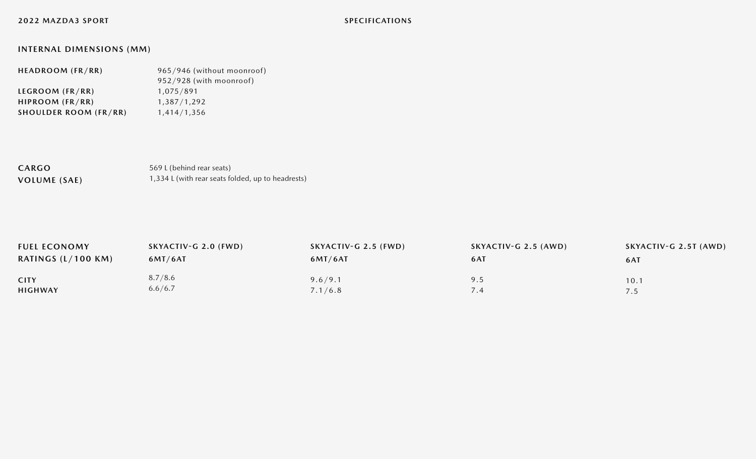## INTERNAL DIMENSIONS (MM)

| | |
|---|---|
| **HEADROOM (FR/RR)** | 965/946 (without moonroof)<br>952/928 (with moonroof) |
| **LEGROOM (FR/RR)** | 1,075/891 |
| **HIPROOM (FR/RR)** | 1,387/1,292 |
| **SHOULDER ROOM (FR/RR)** | 1,414/1,356 |

| | |
|---|---|
| **CARGO VOLUME (SAE)** | 569 L (behind rear seats)<br>1,334 L (with rear seats folded, up to headrests) |

| FUEL ECONOMY RATINGS (L/100 KM) | SKYACTIV-G 2.0 (FWD) 6MT/6AT | SKYACTIV-G 2.5 (FWD) 6MT/6AT | SKYACTIV-G 2.5 (AWD) 6AT | SKYACTIV-G 2.5T (AWD) 6AT |
|---|---|---|---|---|
| **CITY** | 8.7/8.6 | 9.6/9.1 | 9.5 | 10.1 |
| **HIGHWAY** | 6.6/6.7 | 7.1/6.8 | 7.4 | 7.5 |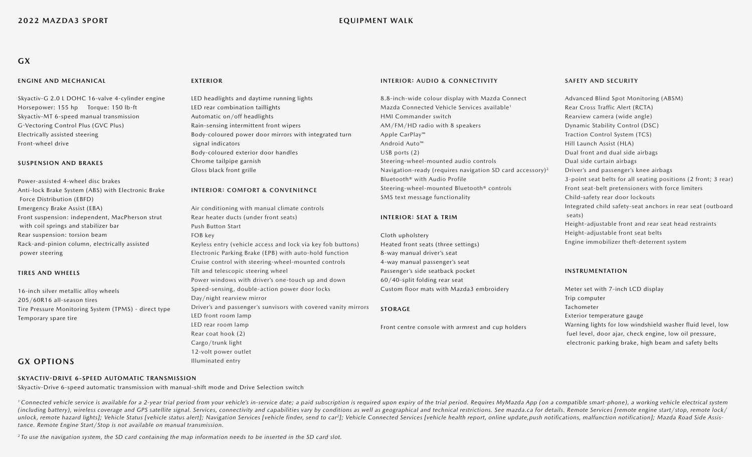2022 MAZDA3 SPORT

EQUIPMENT WALK

## GX

### ENGINE AND MECHANICAL

Skyactiv-G 2.0 L DOHC 16-valve 4-cylinder engine
Horsepower: 155 hp Torque: 150 lb-ft
Skyactiv-MT 6-speed manual transmission
G-Vectoring Control Plus (GVC Plus)
Electrically assisted steering
Front-wheel drive

### SUSPENSION AND BRAKES

Power-assisted 4-wheel disc brakes
Anti-lock Brake System (ABS) with Electronic Brake Force Distribution (EBFD)
Emergency Brake Assist (EBA)
Front suspension: independent, MacPherson strut with coil springs and stabilizer bar
Rear suspension: torsion beam
Rack-and-pinion column, electrically assisted power steering

### TIRES AND WHEELS

16-inch silver metallic alloy wheels
205/60R16 all-season tires
Tire Pressure Monitoring System (TPMS) - direct type
Temporary spare tire

### EXTERIOR

LED headlights and daytime running lights
LED rear combination taillights
Automatic on/off headlights
Rain-sensing intermittent front wipers
Body-coloured power door mirrors with integrated turn signal indicators
Body-coloured exterior door handles
Chrome tailpipe garnish
Gloss black front grille

### INTERIOR: COMFORT & CONVENIENCE

Air conditioning with manual climate controls
Rear heater ducts (under front seats)
Push Button Start
FOB key
Keyless entry (vehicle access and lock via key fob buttons)
Electronic Parking Brake (EPB) with auto-hold function
Cruise control with steering-wheel-mounted controls
Tilt and telescopic steering wheel
Power windows with driver's one-touch up and down
Speed-sensing, double-action power door locks
Day/night rearview mirror
Driver's and passenger's sunvisors with covered vanity mirrors
LED front room lamp
LED rear room lamp
Rear coat hook (2)
Cargo/trunk light
12-volt power outlet
Illuminated entry

### INTERIOR: AUDIO & CONNECTIVITY

8.8-inch-wide colour display with Mazda Connect
Mazda Connected Vehicle Services available[1]
HMI Commander switch
AM/FM/HD radio with 8 speakers
Apple CarPlay™
Android Auto™
USB ports (2)
Steering-wheel-mounted audio controls
Navigation-ready (requires navigation SD card accessory)[2]
Bluetooth® with Audio Profile
Steering-wheel-mounted Bluetooth® controls
SMS text message functionality

### INTERIOR: SEAT & TRIM

Cloth upholstery
Heated front seats (three settings)
8-way manual driver's seat
4-way manual passenger's seat
Passenger's side seatback pocket
60/40-split folding rear seat
Custom floor mats with Mazda3 embroidery

### STORAGE

Front centre console with armrest and cup holders

### SAFETY AND SECURITY

Advanced Blind Spot Monitoring (ABSM)
Rear Cross Traffic Alert (RCTA)
Rearview camera (wide angle)
Dynamic Stability Control (DSC)
Traction Control System (TCS)
Hill Launch Assist (HLA)
Dual front and dual side airbags
Dual side curtain airbags
Driver's and passenger's knee airbags
3-point seat belts for all seating positions (2 front; 3 rear)
Front seat-belt pretensioners with force limiters
Child-safety rear door lockouts
Integrated child safety-seat anchors in rear seat (outboard seats)
Height-adjustable front and rear seat head restraints
Height-adjustable front seat belts
Engine immobilizer theft-deterrent system

### INSTRUMENTATION

Meter set with 7-inch LCD display
Trip computer
Tachometer
Exterior temperature gauge
Warning lights for low windshield washer fluid level, low fuel level, door ajar, check engine, low oil pressure, electronic parking brake, high beam and safety belts

## GX OPTIONS

### SKYACTIV-DRIVE 6-SPEED AUTOMATIC TRANSMISSION

Skyactiv-Drive 6-speed automatic transmission with manual-shift mode and Drive Selection switch

*[1] Connected vehicle service is available for a 2-year trial period from your vehicle's in-service date; a paid subscription is required upon expiry of the trial period. Requires MyMazda App (on a compatible smart-phone), a working vehicle electrical system (including battery), wireless coverage and GPS satellite signal. Services, connectivity and capabilities vary by conditions as well as geographical and technical restrictions. See mazda.ca for details. Remote Services [remote engine start/stop, remote lock/unlock, remote hazard lights]; Vehicle Status [vehicle status alert]; Navigation Services [vehicle finder, send to car[2]]; Vehicle Connected Services [vehicle health report, online update,push notifications, malfunction notification]; Mazda Road Side Assistance. Remote Engine Start/Stop is not available on manual transmission.*

*[2] To use the navigation system, the SD card containing the map information needs to be inserted in the SD card slot.*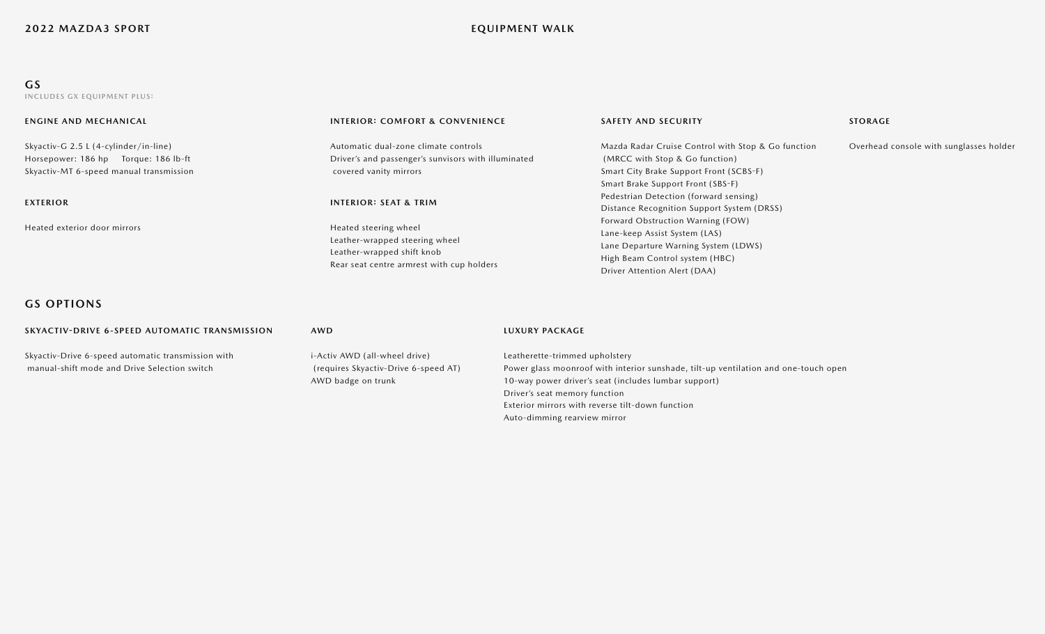## GS

INCLUDES GX EQUIPMENT PLUS:

### ENGINE AND MECHANICAL

Skyactiv-G 2.5 L (4-cylinder/in-line)
Horsepower: 186 hp Torque: 186 lb-ft
Skyactiv-MT 6-speed manual transmission

### EXTERIOR

Heated exterior door mirrors

### INTERIOR: COMFORT & CONVENIENCE

Automatic dual-zone climate controls
Driver's and passenger's sunvisors with illuminated covered vanity mirrors

### INTERIOR: SEAT & TRIM

Heated steering wheel
Leather-wrapped steering wheel
Leather-wrapped shift knob
Rear seat centre armrest with cup holders

### SAFETY AND SECURITY

Mazda Radar Cruise Control with Stop & Go function (MRCC with Stop & Go function)
Smart City Brake Support Front (SCBS-F)
Smart Brake Support Front (SBS-F)
Pedestrian Detection (forward sensing)
Distance Recognition Support System (DRSS)
Forward Obstruction Warning (FOW)
Lane-keep Assist System (LAS)
Lane Departure Warning System (LDWS)
High Beam Control system (HBC)
Driver Attention Alert (DAA)

### STORAGE

Overhead console with sunglasses holder

## GS OPTIONS

### SKYACTIV-DRIVE 6-SPEED AUTOMATIC TRANSMISSION

Skyactiv-Drive 6-speed automatic transmission with manual-shift mode and Drive Selection switch

### AWD

i-Activ AWD (all-wheel drive) (requires Skyactiv-Drive 6-speed AT)
AWD badge on trunk

### LUXURY PACKAGE

Leatherette-trimmed upholstery
Power glass moonroof with interior sunshade, tilt-up ventilation and one-touch open
10-way power driver's seat (includes lumbar support)
Driver's seat memory function
Exterior mirrors with reverse tilt-down function
Auto-dimming rearview mirror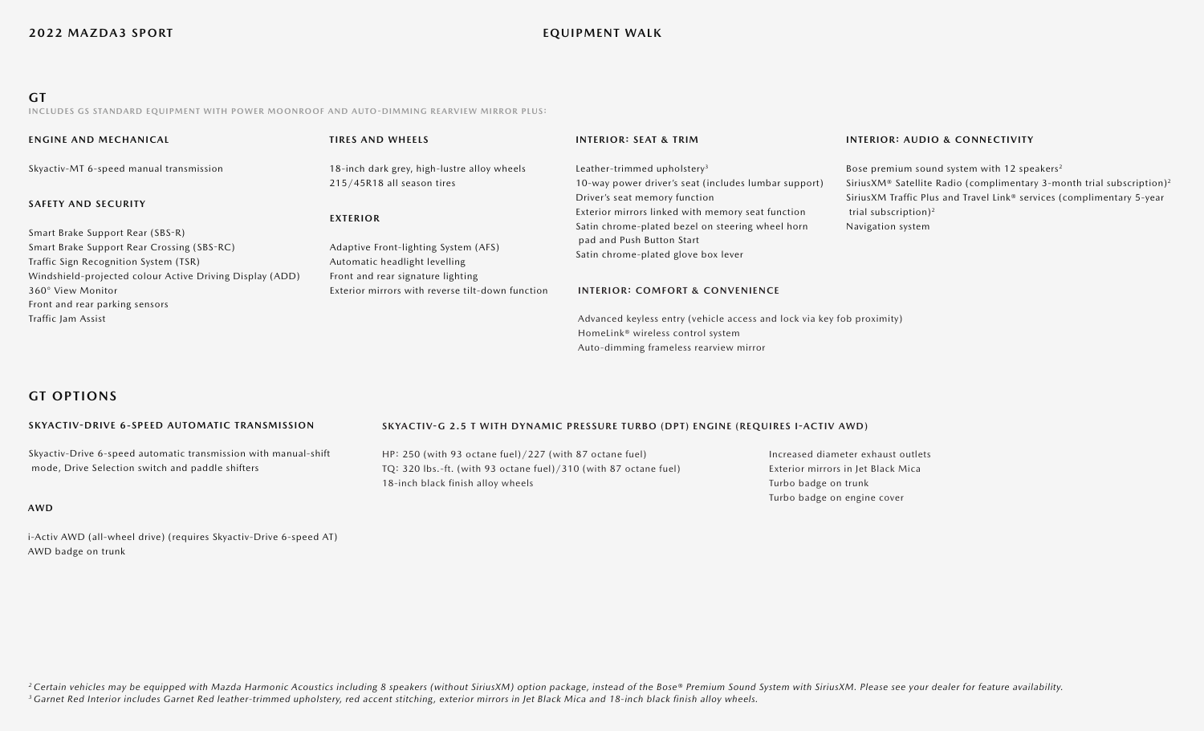## GT

INCLUDES GS STANDARD EQUIPMENT WITH POWER MOONROOF AND AUTO-DIMMING REARVIEW MIRROR PLUS:

### ENGINE AND MECHANICAL

Skyactiv-MT 6-speed manual transmission

### SAFETY AND SECURITY

Smart Brake Support Rear (SBS-R)
Smart Brake Support Rear Crossing (SBS-RC)
Traffic Sign Recognition System (TSR)
Windshield-projected colour Active Driving Display (ADD)
360° View Monitor
Front and rear parking sensors
Traffic Jam Assist

### TIRES AND WHEELS

18-inch dark grey, high-lustre alloy wheels
215/45R18 all season tires

### EXTERIOR

Adaptive Front-lighting System (AFS)
Automatic headlight levelling
Front and rear signature lighting
Exterior mirrors with reverse tilt-down function

### INTERIOR: SEAT & TRIM

Leather-trimmed upholstery[3]
10-way power driver's seat (includes lumbar support)
Driver's seat memory function
Exterior mirrors linked with memory seat function
Satin chrome-plated bezel on steering wheel horn pad and Push Button Start
Satin chrome-plated glove box lever

### INTERIOR: COMFORT & CONVENIENCE

Advanced keyless entry (vehicle access and lock via key fob proximity)
HomeLink® wireless control system
Auto-dimming frameless rearview mirror

### INTERIOR: AUDIO & CONNECTIVITY

Bose premium sound system with 12 speakers[2]
SiriusXM® Satellite Radio (complimentary 3-month trial subscription)[2]
SiriusXM Traffic Plus and Travel Link® services (complimentary 5-year trial subscription)[2]
Navigation system

## GT OPTIONS

### SKYACTIV-DRIVE 6-SPEED AUTOMATIC TRANSMISSION

Skyactiv-Drive 6-speed automatic transmission with manual-shift mode, Drive Selection switch and paddle shifters

### AWD

i-Activ AWD (all-wheel drive) (requires Skyactiv-Drive 6-speed AT)
AWD badge on trunk

### SKYACTIV-G 2.5 T WITH DYNAMIC PRESSURE TURBO (DPT) ENGINE (REQUIRES I-ACTIV AWD)

HP: 250 (with 93 octane fuel)/227 (with 87 octane fuel)
TQ: 320 lbs.-ft. (with 93 octane fuel)/310 (with 87 octane fuel)
18-inch black finish alloy wheels
Increased diameter exhaust outlets
Exterior mirrors in Jet Black Mica
Turbo badge on trunk
Turbo badge on engine cover

*[2] Certain vehicles may be equipped with Mazda Harmonic Acoustics including 8 speakers (without SiriusXM) option package, instead of the Bose® Premium Sound System with SiriusXM. Please see your dealer for feature availability.*
*[3] Garnet Red Interior includes Garnet Red leather-trimmed upholstery, red accent stitching, exterior mirrors in Jet Black Mica and 18-inch black finish alloy wheels.*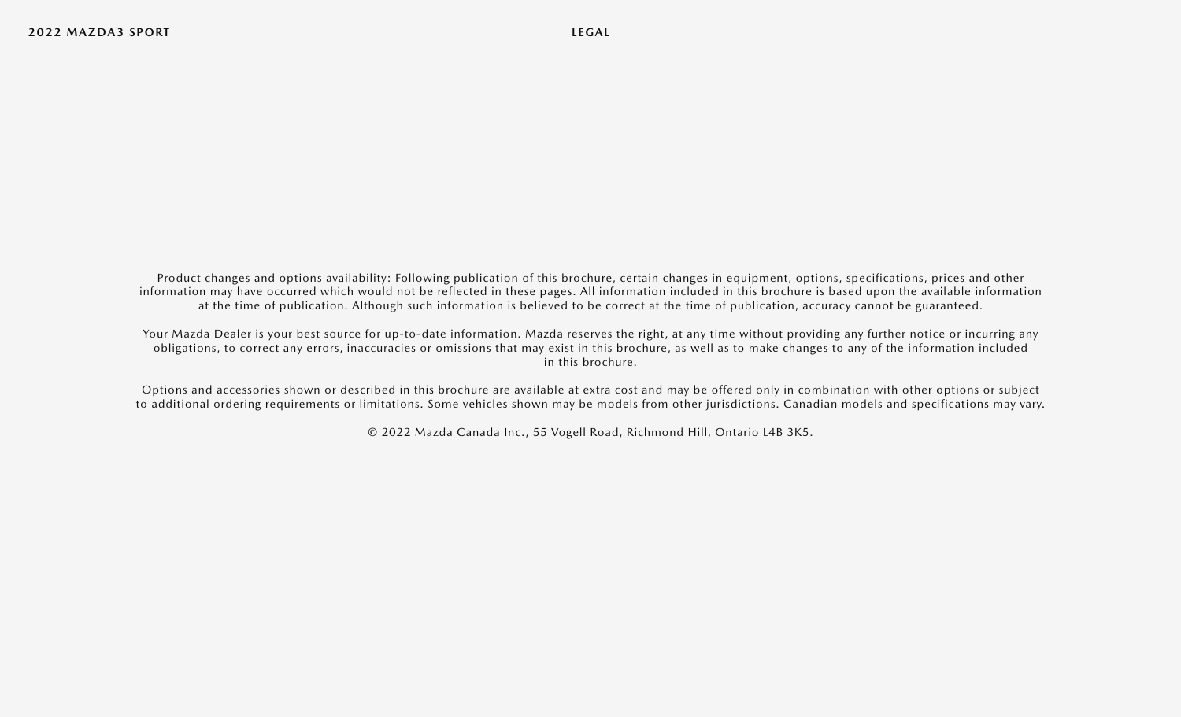# LEGAL

Product changes and options availability: Following publication of this brochure, certain changes in equipment, options, specifications, prices and other information may have occurred which would not be reflected in these pages. All information included in this brochure is based upon the available information at the time of publication. Although such information is believed to be correct at the time of publication, accuracy cannot be guaranteed.

Your Mazda Dealer is your best source for up-to-date information. Mazda reserves the right, at any time without providing any further notice or incurring any obligations, to correct any errors, inaccuracies or omissions that may exist in this brochure, as well as to make changes to any of the information included in this brochure.

Options and accessories shown or described in this brochure are available at extra cost and may be offered only in combination with other options or subject to additional ordering requirements or limitations. Some vehicles shown may be models from other jurisdictions. Canadian models and specifications may vary.

© 2022 Mazda Canada Inc., 55 Vogell Road, Richmond Hill, Ontario L4B 3K5.